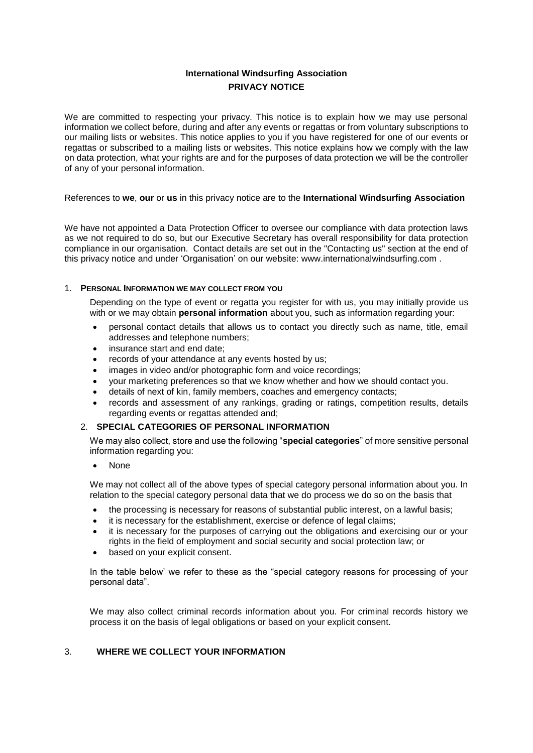# International Windsurfing Association

## PRIVACY NOTICE

We are committed to respecting your privacy. This notice is to explain how we may use personal information we collect before, during and after any events or regattas or from voluntary subscriptions to our mailing lists or websites. This notice applies to you if you have registered for one of our events or regattas or subscribed to a mailing lists or websites. This notice explains how we comply with the law on data protection, what your rights are and for the purposes of data protection we will be the controller of any of your personal information.

References to **we**, **our** or **us** in this privacy notice are to the **International Windsurfing Association**

We have not appointed a Data Protection Officer to oversee our compliance with data protection laws as we not required to do so, but our Executive Secretary has overall responsibility for data protection compliance in our organisation. Contact details are set out in the "Contacting us" section at the end of this privacy notice and under 'Organisation' on our website: www.internationalwindsurfing.com .

### 1. PERSONAL INFORMATION WE MAY COLLECT FROM YOU

Depending on the type of event or regatta you register for with us, you may initially provide us with or we may obtain **personal information** about you, such as information regarding your:

- personal contact details that allows us to contact you directly such as name, title, email addresses and telephone numbers;
- insurance start and end date;
- records of your attendance at any events hosted by us;
- images in video and/or photographic form and voice recordings;
- your marketing preferences so that we know whether and how we should contact you.
- details of next of kin, family members, coaches and emergency contacts;
- records and assessment of any rankings, grading or ratings, competition results, details regarding events or regattas attended and;

### 2. SPECIAL CATEGORIES OF PERSONAL INFORMATION

We may also collect, store and use the following "**special categories**" of more sensitive personal information regarding you:

- None

We may not collect all of the above types of special category personal information about you. In relation to the special category personal data that we do process we do so on the basis that

- the processing is necessary for reasons of substantial public interest, on a lawful basis;
- it is necessary for the establishment, exercise or defence of legal claims;
- it is necessary for the purposes of carrying out the obligations and exercising our or your rights in the field of employment and social security and social protection law; or
- based on your explicit consent.

In the table below' we refer to these as the "special category reasons for processing of your personal data".

We may also collect criminal records information about you. For criminal records history we process it on the basis of legal obligations or based on your explicit consent.

### 3. WHERE WE COLLECT YOUR INFORMATION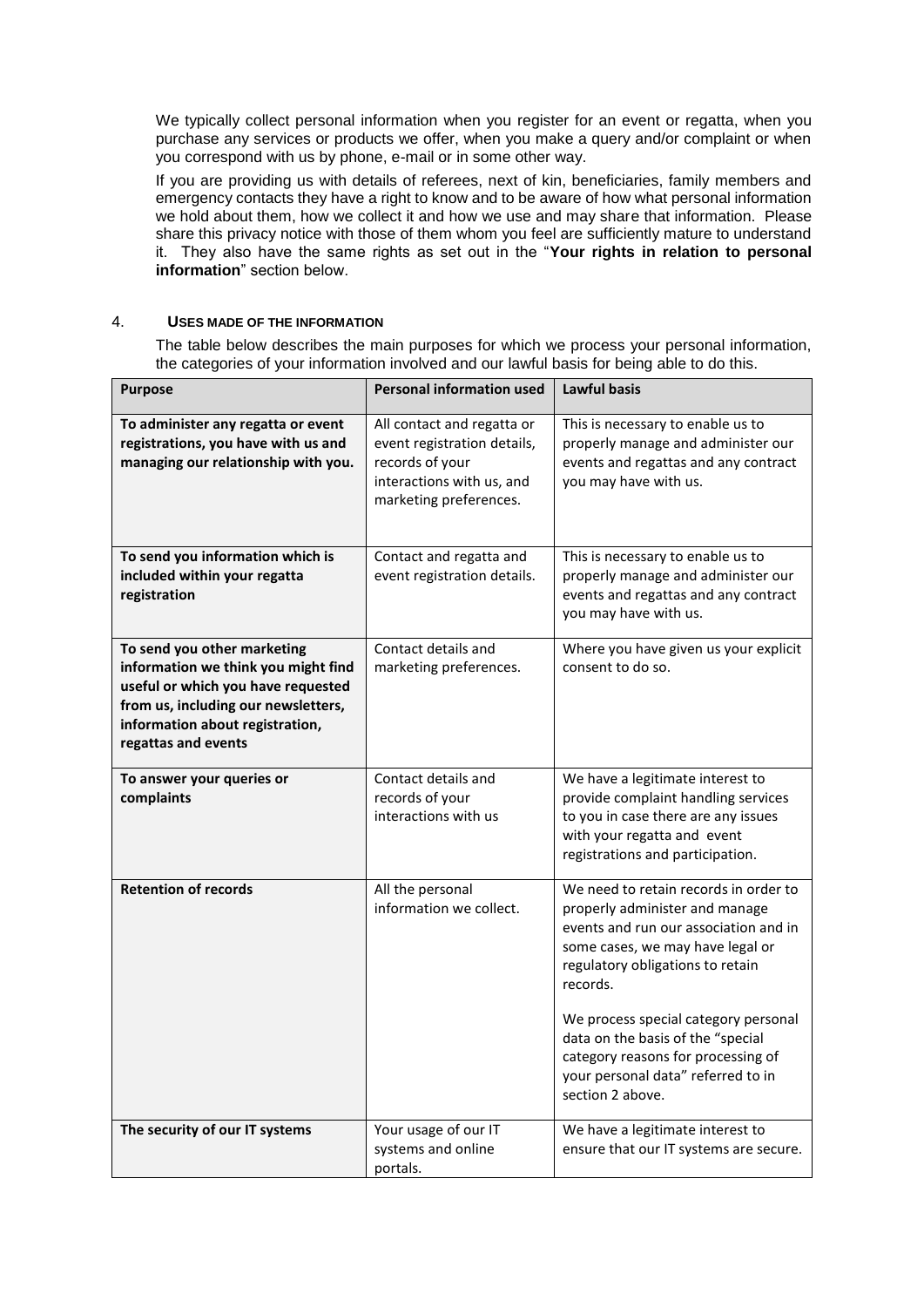We typically collect personal information when you register for an event or regatta, when you purchase any services or products we offer, when you make a query and/or complaint or when you correspond with us by phone, e-mail or in some other way.

If you are providing us with details of referees, next of kin, beneficiaries, family members and emergency contacts they have a right to know and to be aware of how what personal information we hold about them, how we collect it and how we use and may share that information. Please share this privacy notice with those of them whom you feel are sufficiently mature to understand it. They also have the same rights as set out in the "**Your rights in relation to personal information**" section below.

## 4. USES MADE OF THE INFORMATION

The table below describes the main purposes for which we process your personal information, the categories of your information involved and our lawful basis for being able to do this.

| Purpose | Personal information used | Lawful basis |
|---|---|---|
| **To administer any regatta or event registrations, you have with us and managing our relationship with you.** | All contact and regatta or event registration details, records of your interactions with us, and marketing preferences. | This is necessary to enable us to properly manage and administer our events and regattas and any contract you may have with us. |
| **To send you information which is included within your regatta registration** | Contact and regatta and event registration details. | This is necessary to enable us to properly manage and administer our events and regattas and any contract you may have with us. |
| **To send you other marketing information we think you might find useful or which you have requested from us, including our newsletters, information about registration, regattas and events** | Contact details and marketing preferences. | Where you have given us your explicit consent to do so. |
| **To answer your queries or complaints** | Contact details and records of your interactions with us | We have a legitimate interest to provide complaint handling services to you in case there are any issues with your regatta and event registrations and participation. |
| **Retention of records** | All the personal information we collect. | We need to retain records in order to properly administer and manage events and run our association and in some cases, we may have legal or regulatory obligations to retain records.<br><br>We process special category personal data on the basis of the "special category reasons for processing of your personal data" referred to in section 2 above. |
| **The security of our IT systems** | Your usage of our IT systems and online portals. | We have a legitimate interest to ensure that our IT systems are secure. |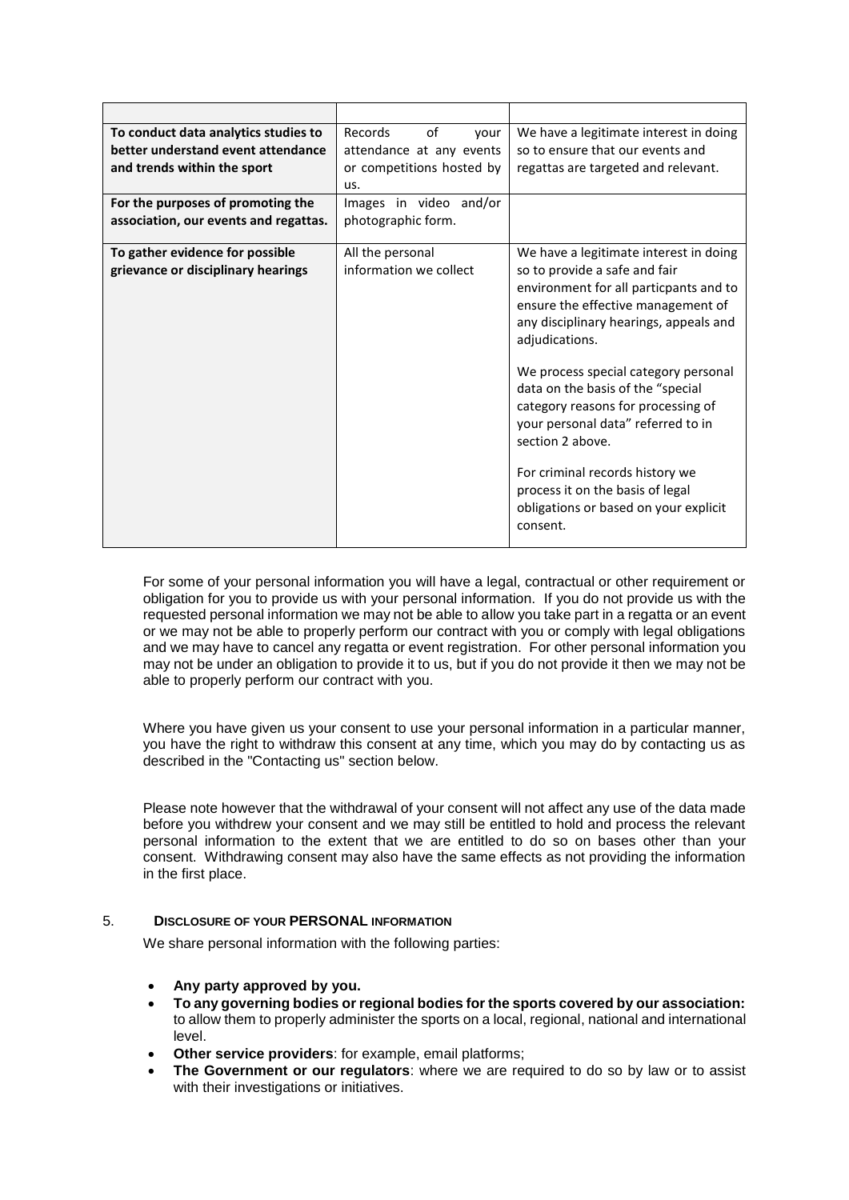| | | |
|---|---|---|
| **To conduct data analytics studies to better understand event attendance and trends within the sport** | Records of your attendance at any events or competitions hosted by us. | We have a legitimate interest in doing so to ensure that our events and regattas are targeted and relevant. |
| **For the purposes of promoting the association, our events and regattas.** | Images in video and/or photographic form. | |
| **To gather evidence for possible grievance or disciplinary hearings** | All the personal information we collect | We have a legitimate interest in doing so to provide a safe and fair environment for all particpants and to ensure the effective management of any disciplinary hearings, appeals and adjudications.<br><br>We process special category personal data on the basis of the "special category reasons for processing of your personal data" referred to in section 2 above.<br><br>For criminal records history we process it on the basis of legal obligations or based on your explicit consent. |

For some of your personal information you will have a legal, contractual or other requirement or obligation for you to provide us with your personal information. If you do not provide us with the requested personal information we may not be able to allow you take part in a regatta or an event or we may not be able to properly perform our contract with you or comply with legal obligations and we may have to cancel any regatta or event registration. For other personal information you may not be under an obligation to provide it to us, but if you do not provide it then we may not be able to properly perform our contract with you.

Where you have given us your consent to use your personal information in a particular manner, you have the right to withdraw this consent at any time, which you may do by contacting us as described in the "Contacting us" section below.

Please note however that the withdrawal of your consent will not affect any use of the data made before you withdrew your consent and we may still be entitled to hold and process the relevant personal information to the extent that we are entitled to do so on bases other than your consent. Withdrawing consent may also have the same effects as not providing the information in the first place.

## 5. DISCLOSURE OF YOUR PERSONAL INFORMATION

We share personal information with the following parties:

- **Any party approved by you.**
- **To any governing bodies or regional bodies for the sports covered by our association:** to allow them to properly administer the sports on a local, regional, national and international level.
- **Other service providers**: for example, email platforms;
- **The Government or our regulators**: where we are required to do so by law or to assist with their investigations or initiatives.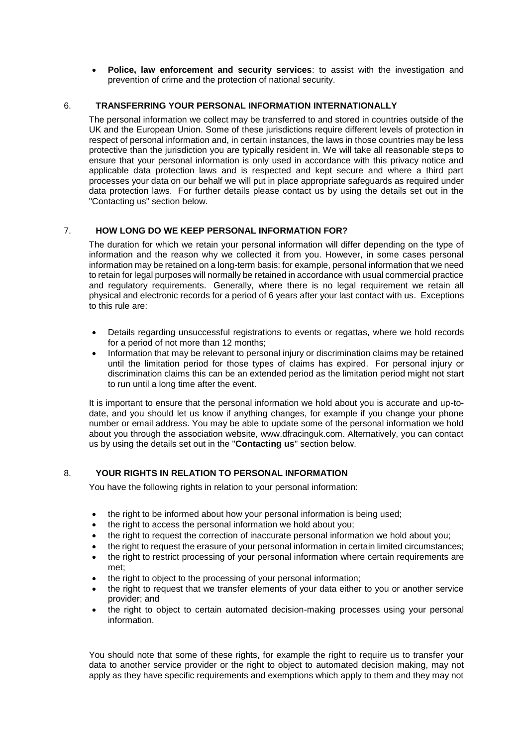- **Police, law enforcement and security services**: to assist with the investigation and prevention of crime and the protection of national security.

## 6. TRANSFERRING YOUR PERSONAL INFORMATION INTERNATIONALLY

The personal information we collect may be transferred to and stored in countries outside of the UK and the European Union. Some of these jurisdictions require different levels of protection in respect of personal information and, in certain instances, the laws in those countries may be less protective than the jurisdiction you are typically resident in. We will take all reasonable steps to ensure that your personal information is only used in accordance with this privacy notice and applicable data protection laws and is respected and kept secure and where a third part processes your data on our behalf we will put in place appropriate safeguards as required under data protection laws. For further details please contact us by using the details set out in the "Contacting us" section below.

## 7. HOW LONG DO WE KEEP PERSONAL INFORMATION FOR?

The duration for which we retain your personal information will differ depending on the type of information and the reason why we collected it from you. However, in some cases personal information may be retained on a long-term basis: for example, personal information that we need to retain for legal purposes will normally be retained in accordance with usual commercial practice and regulatory requirements. Generally, where there is no legal requirement we retain all physical and electronic records for a period of 6 years after your last contact with us. Exceptions to this rule are:

- Details regarding unsuccessful registrations to events or regattas, where we hold records for a period of not more than 12 months;
- Information that may be relevant to personal injury or discrimination claims may be retained until the limitation period for those types of claims has expired. For personal injury or discrimination claims this can be an extended period as the limitation period might not start to run until a long time after the event.

It is important to ensure that the personal information we hold about you is accurate and up-to-date, and you should let us know if anything changes, for example if you change your phone number or email address. You may be able to update some of the personal information we hold about you through the association website, www.dfracinguk.com. Alternatively, you can contact us by using the details set out in the "**Contacting us**" section below.

## 8. YOUR RIGHTS IN RELATION TO PERSONAL INFORMATION

You have the following rights in relation to your personal information:

- the right to be informed about how your personal information is being used;
- the right to access the personal information we hold about you;
- the right to request the correction of inaccurate personal information we hold about you;
- the right to request the erasure of your personal information in certain limited circumstances;
- the right to restrict processing of your personal information where certain requirements are met;
- the right to object to the processing of your personal information;
- the right to request that we transfer elements of your data either to you or another service provider; and
- the right to object to certain automated decision-making processes using your personal information.

You should note that some of these rights, for example the right to require us to transfer your data to another service provider or the right to object to automated decision making, may not apply as they have specific requirements and exemptions which apply to them and they may not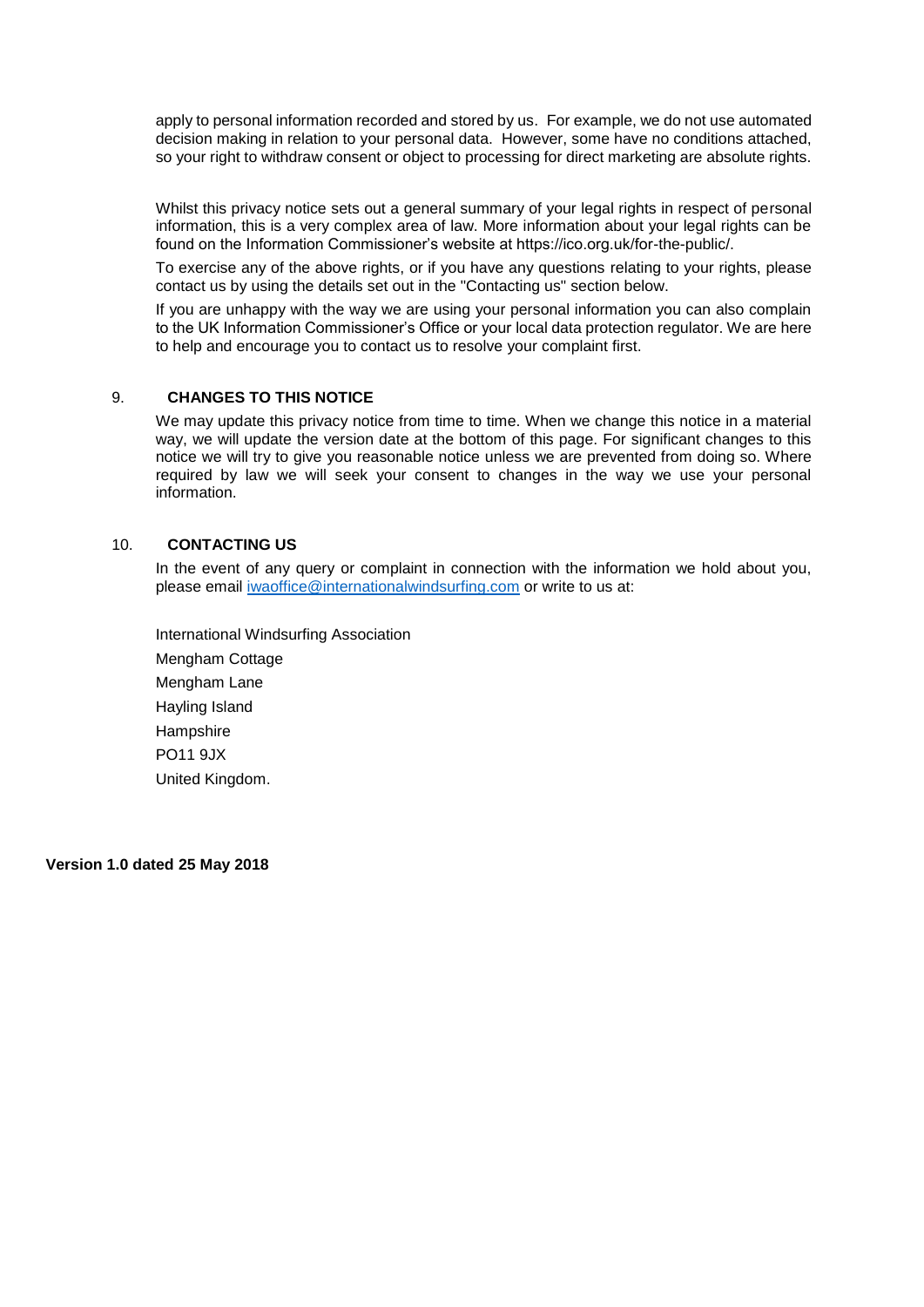apply to personal information recorded and stored by us. For example, we do not use automated decision making in relation to your personal data. However, some have no conditions attached, so your right to withdraw consent or object to processing for direct marketing are absolute rights.

Whilst this privacy notice sets out a general summary of your legal rights in respect of personal information, this is a very complex area of law. More information about your legal rights can be found on the Information Commissioner's website at https://ico.org.uk/for-the-public/.

To exercise any of the above rights, or if you have any questions relating to your rights, please contact us by using the details set out in the "Contacting us" section below.

If you are unhappy with the way we are using your personal information you can also complain to the UK Information Commissioner's Office or your local data protection regulator. We are here to help and encourage you to contact us to resolve your complaint first.

## 9. CHANGES TO THIS NOTICE

We may update this privacy notice from time to time. When we change this notice in a material way, we will update the version date at the bottom of this page. For significant changes to this notice we will try to give you reasonable notice unless we are prevented from doing so. Where required by law we will seek your consent to changes in the way we use your personal information.

## 10. CONTACTING US

In the event of any query or complaint in connection with the information we hold about you, please email iwaoffice@internationalwindsurfing.com or write to us at:

International Windsurfing Association
Mengham Cottage
Mengham Lane
Hayling Island
Hampshire
PO11 9JX
United Kingdom.

**Version 1.0 dated 25 May 2018**